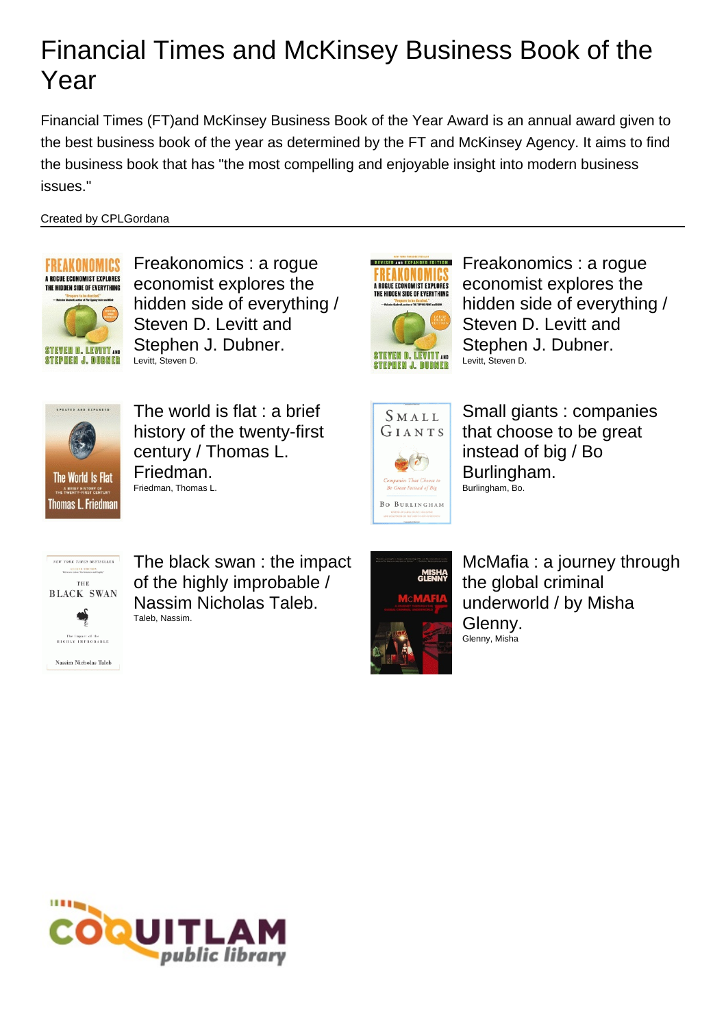# Financial Times and McKinsey Business Book of the Year

Financial Times (FT)and McKinsey Business Book of the Year Award is an annual award given to the best business book of the year as determined by the FT and McKinsey Agency. It aims to find the business book that has "the most compelling and enjoyable insight into modern business issues."

Created by CPLGordana

Freakonomics : a rogue economist explores the hidden side of everything / Steven D. Levitt and Stephen J. Dubner.
Levitt, Steven D.

Freakonomics : a rogue economist explores the hidden side of everything / Steven D. Levitt and Stephen J. Dubner.
Levitt, Steven D.

The world is flat : a brief history of the twenty-first century / Thomas L. Friedman.
Friedman, Thomas L.

Small giants : companies that choose to be great instead of big / Bo Burlingham.
Burlingham, Bo.

The black swan : the impact of the highly improbable / Nassim Nicholas Taleb.
Taleb, Nassim.

McMafia : a journey through the global criminal underworld / by Misha Glenny.
Glenny, Misha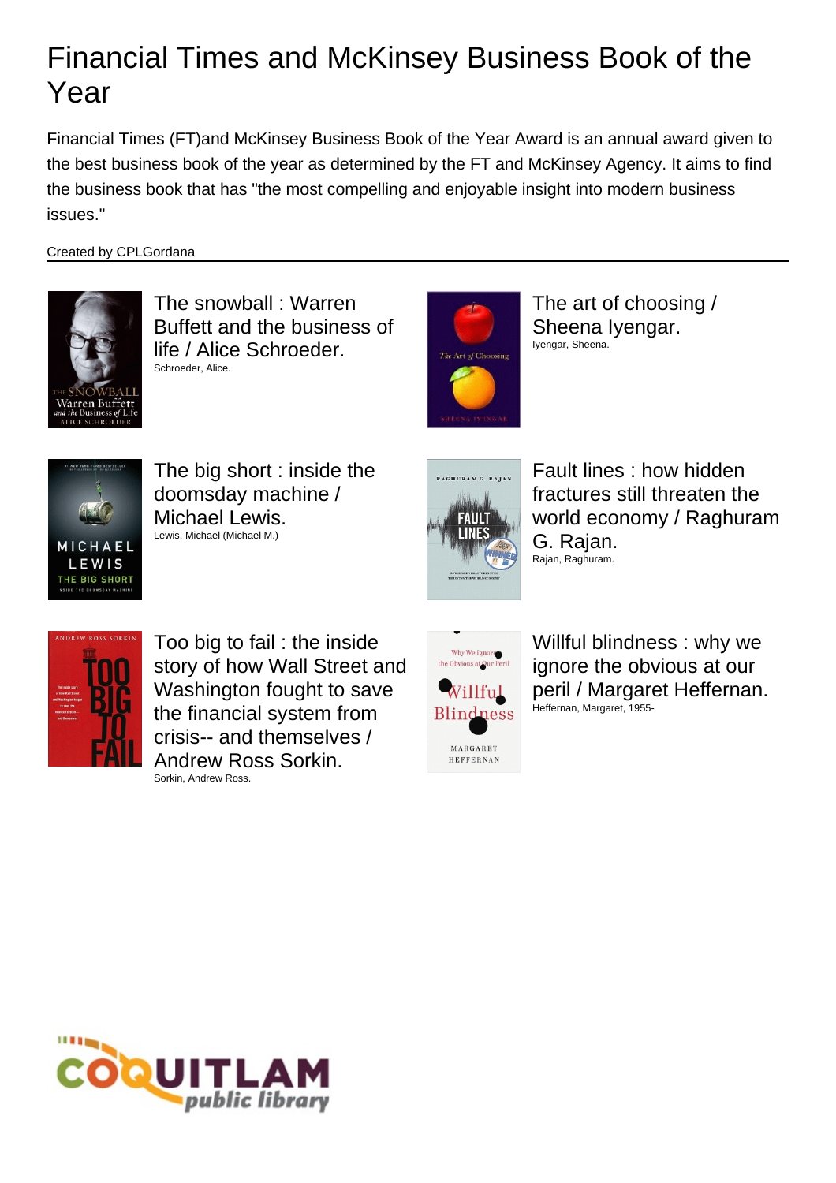# Financial Times and McKinsey Business Book of the Year

Financial Times (FT)and McKinsey Business Book of the Year Award is an annual award given to the best business book of the year as determined by the FT and McKinsey Agency. It aims to find the business book that has "the most compelling and enjoyable insight into modern business issues."

Created by CPLGordana

The snowball : Warren Buffett and the business of life / Alice Schroeder.
Schroeder, Alice.

The art of choosing / Sheena Iyengar.
Iyengar, Sheena.

The big short : inside the doomsday machine / Michael Lewis.
Lewis, Michael (Michael M.)

Fault lines : how hidden fractures still threaten the world economy / Raghuram G. Rajan.
Rajan, Raghuram.

Too big to fail : the inside story of how Wall Street and Washington fought to save the financial system from crisis-- and themselves / Andrew Ross Sorkin.
Sorkin, Andrew Ross.

Willful blindness : why we ignore the obvious at our peril / Margaret Heffernan.
Heffernan, Margaret, 1955-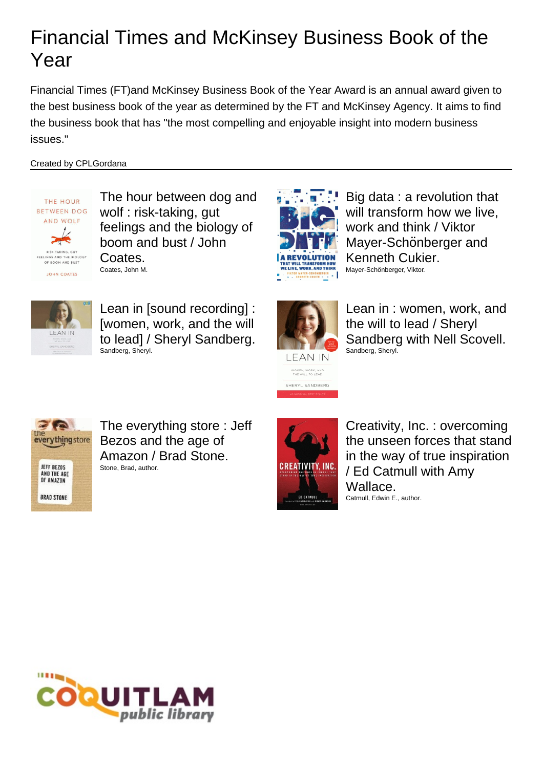# Financial Times and McKinsey Business Book of the Year

Financial Times (FT)and McKinsey Business Book of the Year Award is an annual award given to the best business book of the year as determined by the FT and McKinsey Agency. It aims to find the business book that has "the most compelling and enjoyable insight into modern business issues."

Created by CPLGordana

The hour between dog and wolf : risk-taking, gut feelings and the biology of boom and bust / John Coates.
Coates, John M.

Big data : a revolution that will transform how we live, work and think / Viktor Mayer-Schönberger and Kenneth Cukier.
Mayer-Schönberger, Viktor.

Lean in [sound recording] : [women, work, and the will to lead] / Sheryl Sandberg.
Sandberg, Sheryl.

Lean in : women, work, and the will to lead / Sheryl Sandberg with Nell Scovell.
Sandberg, Sheryl.

The everything store : Jeff Bezos and the age of Amazon / Brad Stone.
Stone, Brad, author.

Creativity, Inc. : overcoming the unseen forces that stand in the way of true inspiration / Ed Catmull with Amy Wallace.
Catmull, Edwin E., author.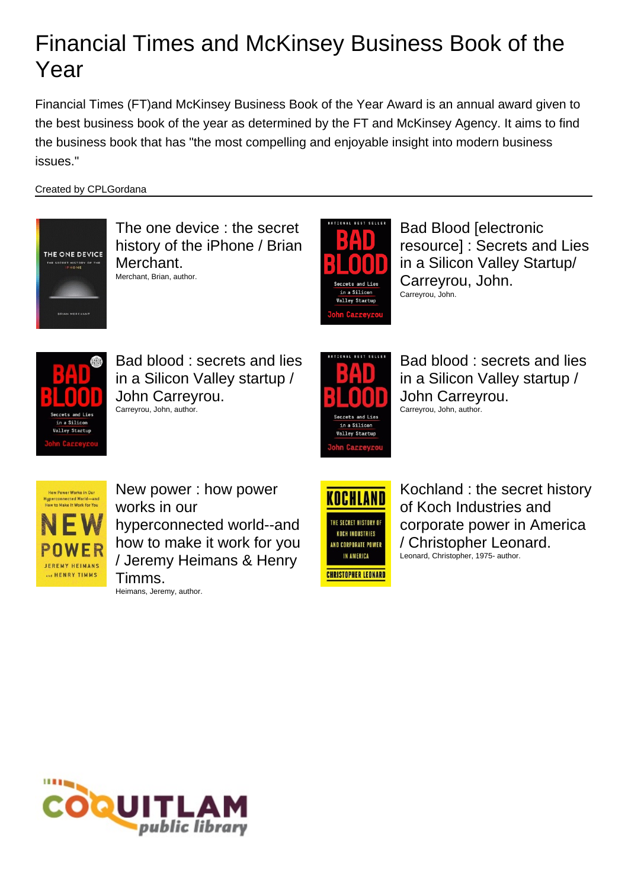# Financial Times and McKinsey Business Book of the Year

Financial Times (FT)and McKinsey Business Book of the Year Award is an annual award given to the best business book of the year as determined by the FT and McKinsey Agency. It aims to find the business book that has "the most compelling and enjoyable insight into modern business issues."

Created by CPLGordana

The one device : the secret history of the iPhone / Brian Merchant.
Merchant, Brian, author.

Bad Blood [electronic resource] : Secrets and Lies in a Silicon Valley Startup/ Carreyrou, John.
Carreyrou, John.

Bad blood : secrets and lies in a Silicon Valley startup / John Carreyrou.
Carreyrou, John, author.

Bad blood : secrets and lies in a Silicon Valley startup / John Carreyrou.
Carreyrou, John, author.

New power : how power works in our hyperconnected world--and how to make it work for you / Jeremy Heimans & Henry Timms.
Heimans, Jeremy, author.

Kochland : the secret history of Koch Industries and corporate power in America / Christopher Leonard.
Leonard, Christopher, 1975- author.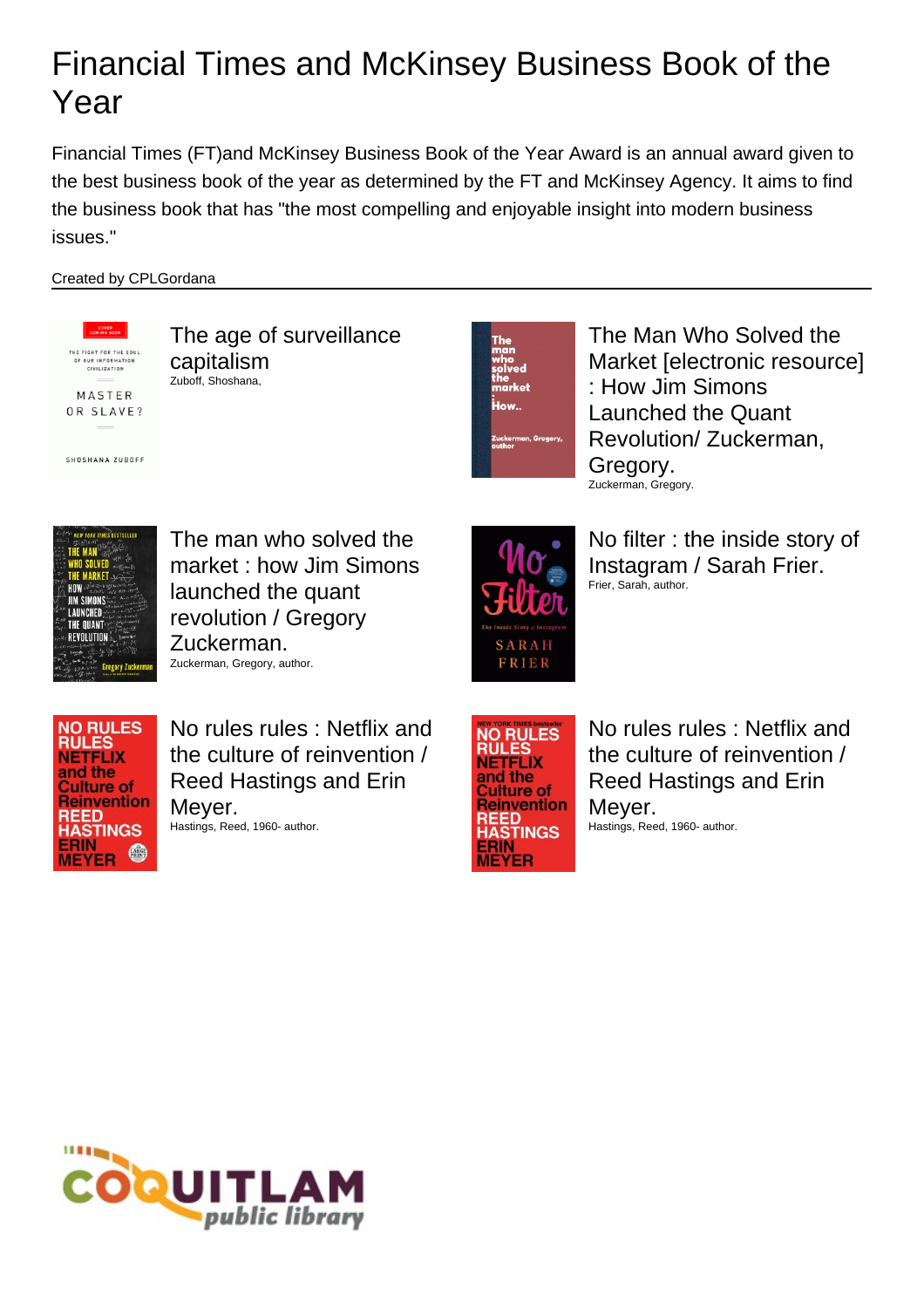# Financial Times and McKinsey Business Book of the Year

Financial Times (FT)and McKinsey Business Book of the Year Award is an annual award given to the best business book of the year as determined by the FT and McKinsey Agency. It aims to find the business book that has "the most compelling and enjoyable insight into modern business issues."

Created by CPLGordana

The age of surveillance capitalism
Zuboff, Shoshana,

The Man Who Solved the Market [electronic resource] : How Jim Simons Launched the Quant Revolution/ Zuckerman, Gregory.
Zuckerman, Gregory.

The man who solved the market : how Jim Simons launched the quant revolution / Gregory Zuckerman.
Zuckerman, Gregory, author.

No filter : the inside story of Instagram / Sarah Frier.
Frier, Sarah, author.

No rules rules : Netflix and the culture of reinvention / Reed Hastings and Erin Meyer.
Hastings, Reed, 1960- author.

No rules rules : Netflix and the culture of reinvention / Reed Hastings and Erin Meyer.
Hastings, Reed, 1960- author.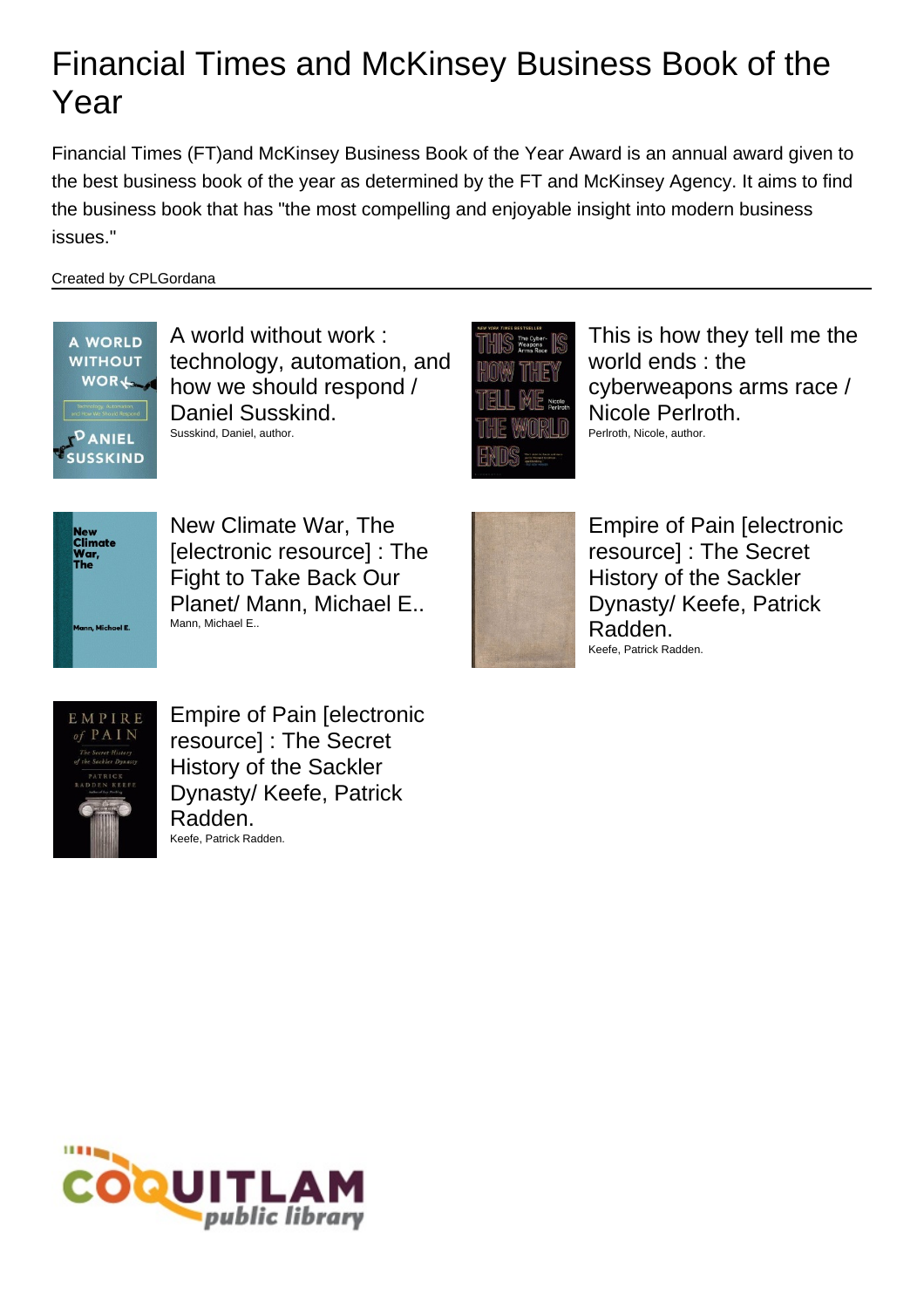# Financial Times and McKinsey Business Book of the Year

Financial Times (FT)and McKinsey Business Book of the Year Award is an annual award given to the best business book of the year as determined by the FT and McKinsey Agency. It aims to find the business book that has "the most compelling and enjoyable insight into modern business issues."

Created by CPLGordana

A world without work : technology, automation, and how we should respond / Daniel Susskind.
Susskind, Daniel, author.

This is how they tell me the world ends : the cyberweapons arms race / Nicole Perlroth.
Perlroth, Nicole, author.

New Climate War, The [electronic resource] : The Fight to Take Back Our Planet/ Mann, Michael E..
Mann, Michael E..

Empire of Pain [electronic resource] : The Secret History of the Sackler Dynasty/ Keefe, Patrick Radden.
Keefe, Patrick Radden.

Empire of Pain [electronic resource] : The Secret History of the Sackler Dynasty/ Keefe, Patrick Radden.
Keefe, Patrick Radden.